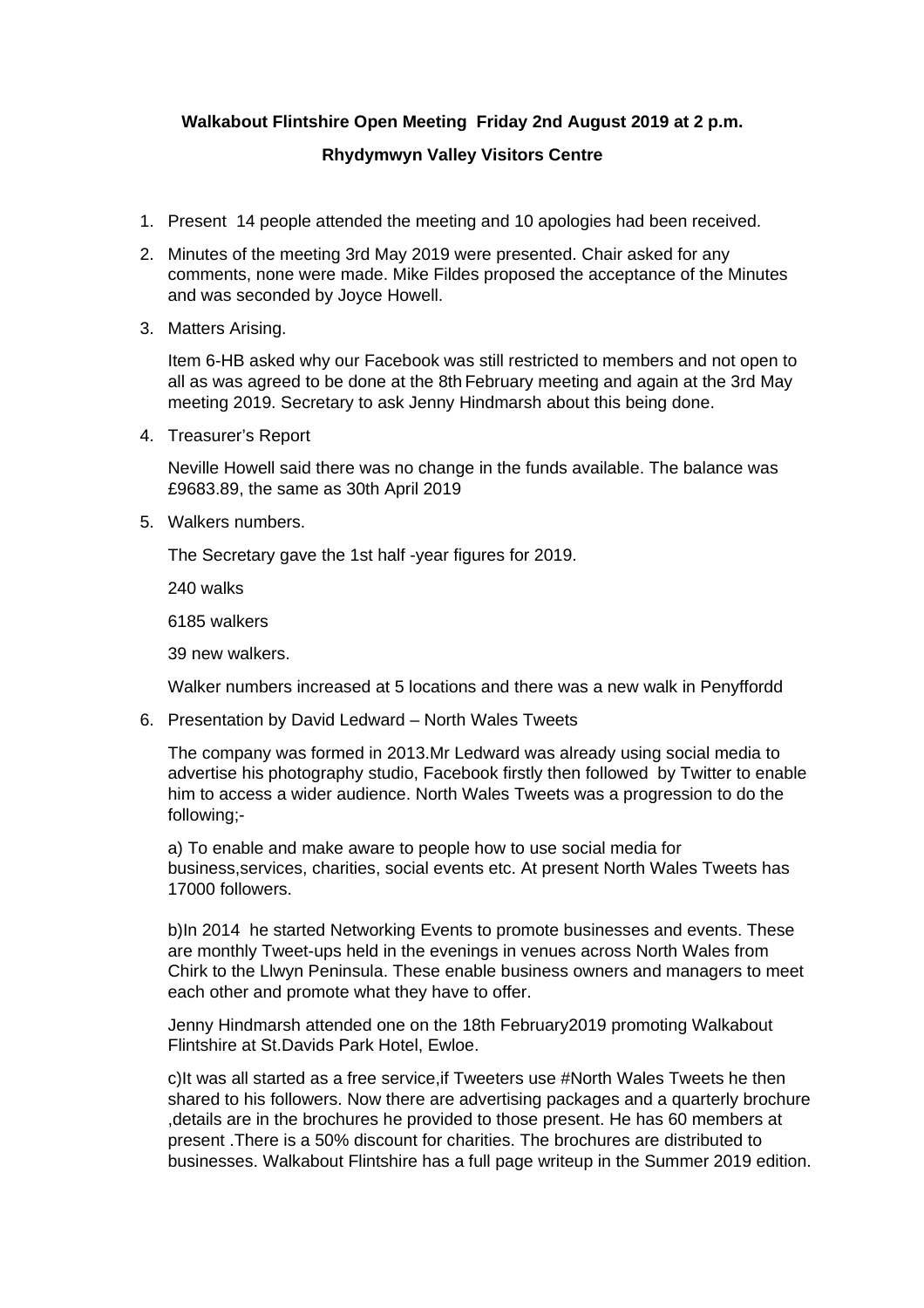**Walkabout Flintshire Open Meeting Friday 2nd August 2019 at 2 p.m.**

**Rhydymwyn Valley Visitors Centre**

1. Present 14 people attended the meeting and 10 apologies had been received.

2. Minutes of the meeting 3rd May 2019 were presented. Chair asked for any comments, none were made. Mike Fildes proposed the acceptance of the Minutes and was seconded by Joyce Howell.

3. Matters Arising.

   Item 6-HB asked why our Facebook was still restricted to members and not open to all as was agreed to be done at the 8th February meeting and again at the 3rd May meeting 2019. Secretary to ask Jenny Hindmarsh about this being done.

4. Treasurer's Report

   Neville Howell said there was no change in the funds available. The balance was £9683.89, the same as 30th April 2019

5. Walkers numbers.

   The Secretary gave the 1st half -year figures for 2019.

   240 walks

   6185 walkers

   39 new walkers.

   Walker numbers increased at 5 locations and there was a new walk in Penyffordd

6. Presentation by David Ledward – North Wales Tweets

   The company was formed in 2013.Mr Ledward was already using social media to advertise his photography studio, Facebook firstly then followed by Twitter to enable him to access a wider audience. North Wales Tweets was a progression to do the following;-

   a) To enable and make aware to people how to use social media for business,services, charities, social events etc. At present North Wales Tweets has 17000 followers.

   b)In 2014 he started Networking Events to promote businesses and events. These are monthly Tweet-ups held in the evenings in venues across North Wales from Chirk to the Llwyn Peninsula. These enable business owners and managers to meet each other and promote what they have to offer.

   Jenny Hindmarsh attended one on the 18th February2019 promoting Walkabout Flintshire at St.Davids Park Hotel, Ewloe.

   c)It was all started as a free service,if Tweeters use #North Wales Tweets he then shared to his followers. Now there are advertising packages and a quarterly brochure ,details are in the brochures he provided to those present. He has 60 members at present .There is a 50% discount for charities. The brochures are distributed to businesses. Walkabout Flintshire has a full page writeup in the Summer 2019 edition.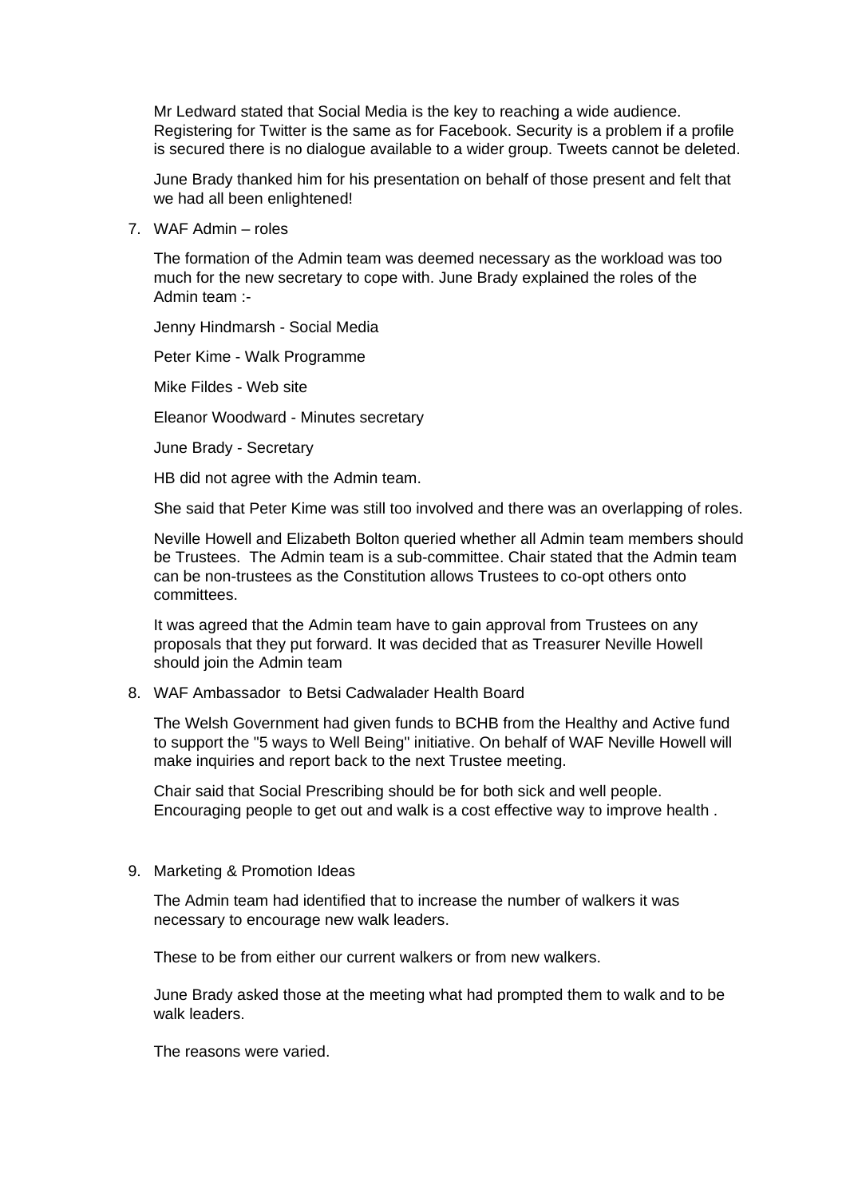Mr Ledward stated that Social Media is the key to reaching a wide audience. Registering for Twitter is the same as for Facebook. Security is a problem if a profile is secured there is no dialogue available to a wider group. Tweets cannot be deleted.

June Brady thanked him for his presentation on behalf of those present and felt that we had all been enlightened!

7. WAF Admin – roles

   The formation of the Admin team was deemed necessary as the workload was too much for the new secretary to cope with. June Brady explained the roles of the Admin team :-

   Jenny Hindmarsh - Social Media

   Peter Kime - Walk Programme

   Mike Fildes - Web site

   Eleanor Woodward - Minutes secretary

   June Brady - Secretary

   HB did not agree with the Admin team.

   She said that Peter Kime was still too involved and there was an overlapping of roles.

   Neville Howell and Elizabeth Bolton queried whether all Admin team members should be Trustees. The Admin team is a sub-committee. Chair stated that the Admin team can be non-trustees as the Constitution allows Trustees to co-opt others onto committees.

   It was agreed that the Admin team have to gain approval from Trustees on any proposals that they put forward. It was decided that as Treasurer Neville Howell should join the Admin team

8. WAF Ambassador to Betsi Cadwalader Health Board

   The Welsh Government had given funds to BCHB from the Healthy and Active fund to support the "5 ways to Well Being" initiative. On behalf of WAF Neville Howell will make inquiries and report back to the next Trustee meeting.

   Chair said that Social Prescribing should be for both sick and well people. Encouraging people to get out and walk is a cost effective way to improve health .

9. Marketing & Promotion Ideas

   The Admin team had identified that to increase the number of walkers it was necessary to encourage new walk leaders.

   These to be from either our current walkers or from new walkers.

   June Brady asked those at the meeting what had prompted them to walk and to be walk leaders.

   The reasons were varied.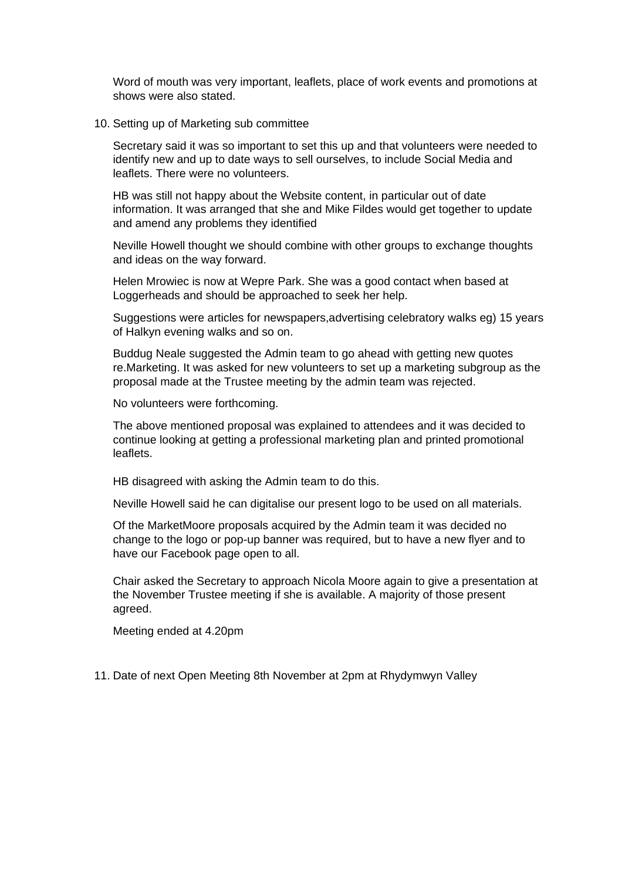Word of mouth was very important, leaflets, place of work events and promotions at shows were also stated.

10. Setting up of Marketing sub committee

    Secretary said it was so important to set this up and that volunteers were needed to identify new and up to date ways to sell ourselves, to include Social Media and leaflets. There were no volunteers.

    HB was still not happy about the Website content, in particular out of date information. It was arranged that she and Mike Fildes would get together to update and amend any problems they identified

    Neville Howell thought we should combine with other groups to exchange thoughts and ideas on the way forward.

    Helen Mrowiec is now at Wepre Park. She was a good contact when based at Loggerheads and should be approached to seek her help.

    Suggestions were articles for newspapers,advertising celebratory walks eg) 15 years of Halkyn evening walks and so on.

    Buddug Neale suggested the Admin team to go ahead with getting new quotes re.Marketing. It was asked for new volunteers to set up a marketing subgroup as the proposal made at the Trustee meeting by the admin team was rejected.

    No volunteers were forthcoming.

    The above mentioned proposal was explained to attendees and it was decided to continue looking at getting a professional marketing plan and printed promotional leaflets.

    HB disagreed with asking the Admin team to do this.

    Neville Howell said he can digitalise our present logo to be used on all materials.

    Of the MarketMoore proposals acquired by the Admin team it was decided no change to the logo or pop-up banner was required, but to have a new flyer and to have our Facebook page open to all.

    Chair asked the Secretary to approach Nicola Moore again to give a presentation at the November Trustee meeting if she is available. A majority of those present agreed.

    Meeting ended at 4.20pm

11. Date of next Open Meeting 8th November at 2pm at Rhydymwyn Valley